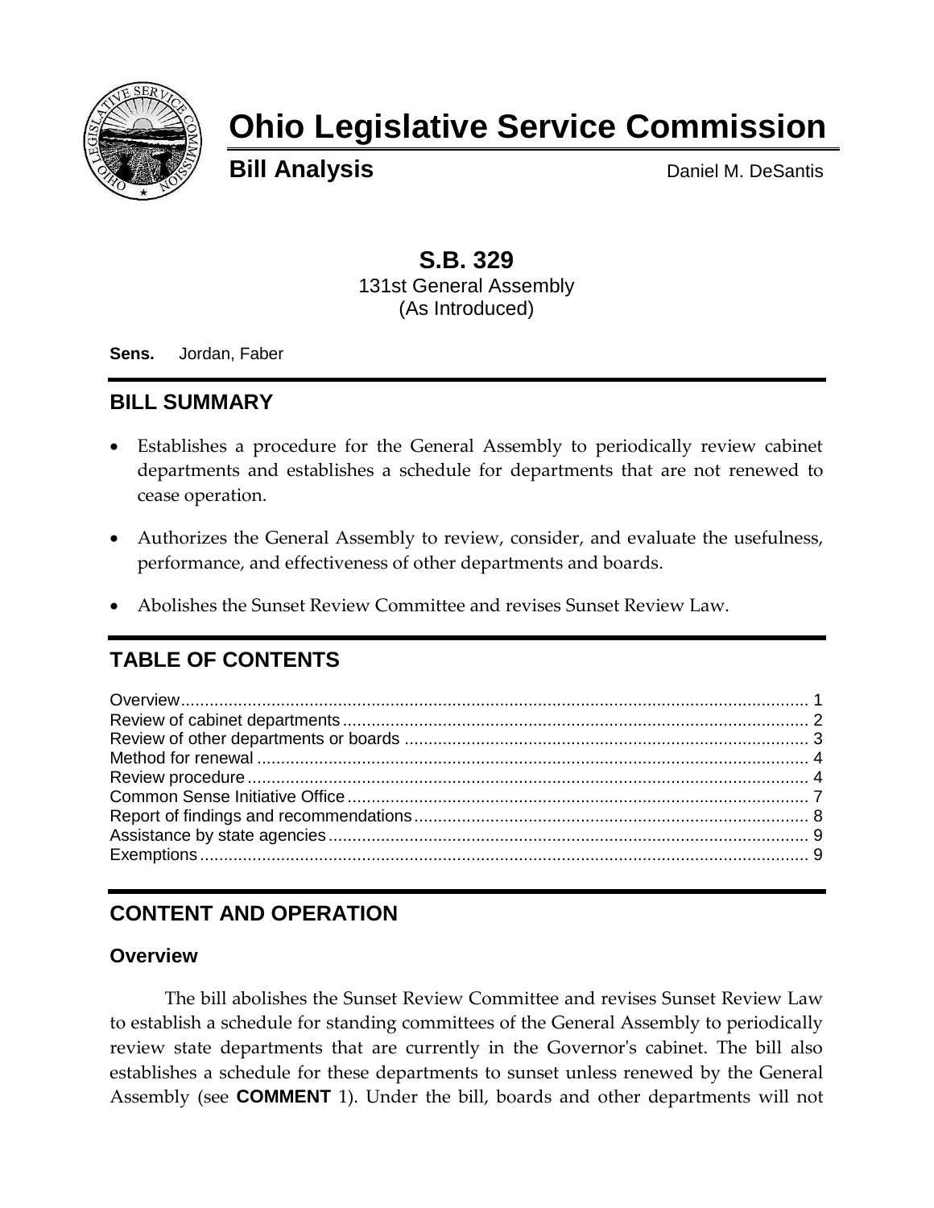# Ohio Legislative Service Commission

**Bill Analysis** Daniel M. DeSantis

## S.B. 329

131st General Assembly
(As Introduced)

**Sens.** Jordan, Faber

## BILL SUMMARY

- Establishes a procedure for the General Assembly to periodically review cabinet departments and establishes a schedule for departments that are not renewed to cease operation.
- Authorizes the General Assembly to review, consider, and evaluate the usefulness, performance, and effectiveness of other departments and boards.
- Abolishes the Sunset Review Committee and revises Sunset Review Law.

## TABLE OF CONTENTS

| | |
|---|---|
| Overview | 1 |
| Review of cabinet departments | 2 |
| Review of other departments or boards | 3 |
| Method for renewal | 4 |
| Review procedure | 4 |
| Common Sense Initiative Office | 7 |
| Report of findings and recommendations | 8 |
| Assistance by state agencies | 9 |
| Exemptions | 9 |

## CONTENT AND OPERATION

### Overview

The bill abolishes the Sunset Review Committee and revises Sunset Review Law to establish a schedule for standing committees of the General Assembly to periodically review state departments that are currently in the Governor's cabinet. The bill also establishes a schedule for these departments to sunset unless renewed by the General Assembly (see **COMMENT** 1). Under the bill, boards and other departments will not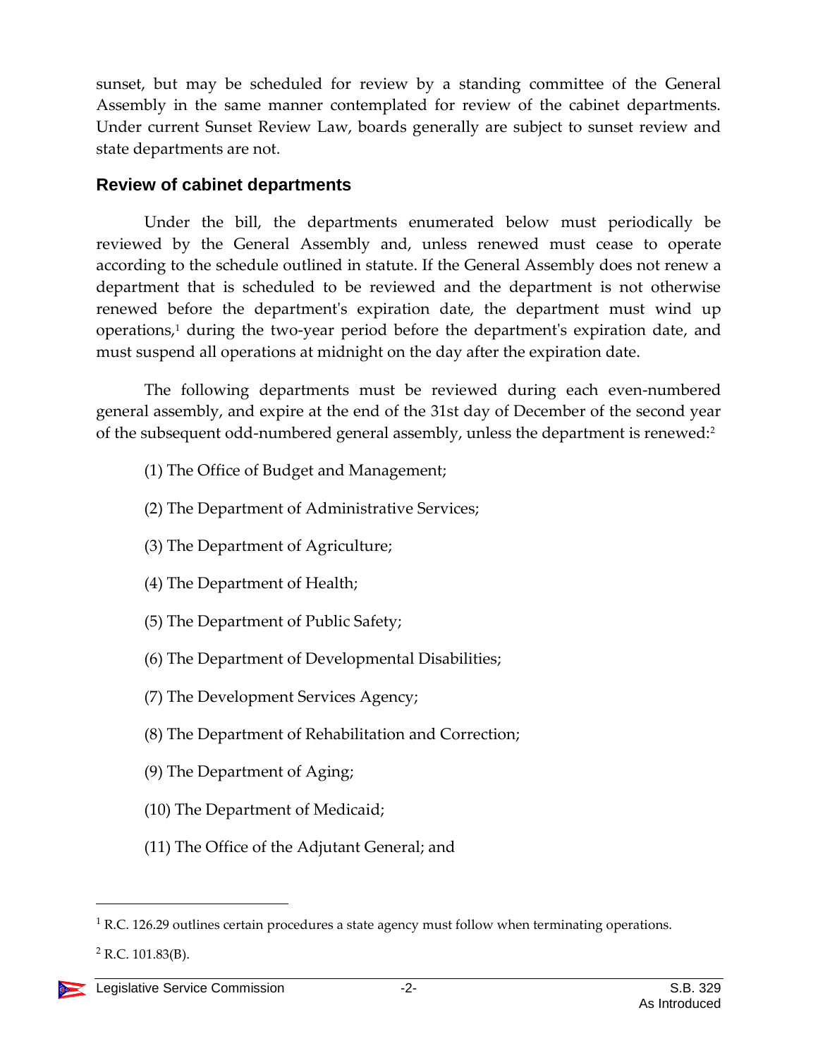sunset, but may be scheduled for review by a standing committee of the General Assembly in the same manner contemplated for review of the cabinet departments. Under current Sunset Review Law, boards generally are subject to sunset review and state departments are not.

## Review of cabinet departments

Under the bill, the departments enumerated below must periodically be reviewed by the General Assembly and, unless renewed must cease to operate according to the schedule outlined in statute. If the General Assembly does not renew a department that is scheduled to be reviewed and the department is not otherwise renewed before the department's expiration date, the department must wind up operations,[1] during the two-year period before the department's expiration date, and must suspend all operations at midnight on the day after the expiration date.

The following departments must be reviewed during each even-numbered general assembly, and expire at the end of the 31st day of December of the second year of the subsequent odd-numbered general assembly, unless the department is renewed:[2]

(1) The Office of Budget and Management;

(2) The Department of Administrative Services;

(3) The Department of Agriculture;

(4) The Department of Health;

(5) The Department of Public Safety;

(6) The Department of Developmental Disabilities;

(7) The Development Services Agency;

(8) The Department of Rehabilitation and Correction;

(9) The Department of Aging;

(10) The Department of Medicaid;

(11) The Office of the Adjutant General; and

---

[1] R.C. 126.29 outlines certain procedures a state agency must follow when terminating operations.

[2] R.C. 101.83(B).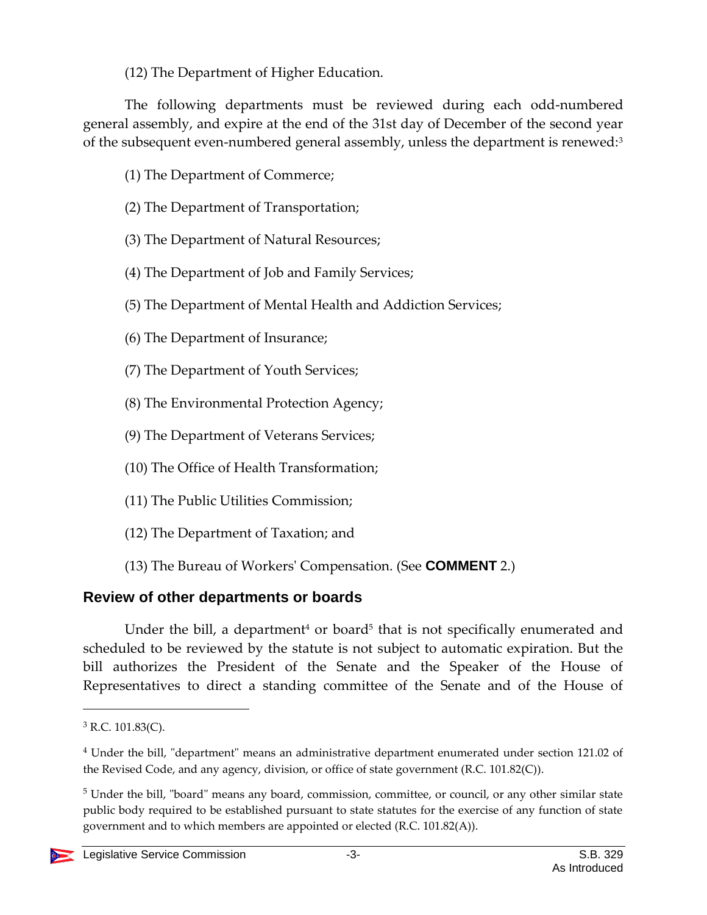(12) The Department of Higher Education.

The following departments must be reviewed during each odd-numbered general assembly, and expire at the end of the 31st day of December of the second year of the subsequent even-numbered general assembly, unless the department is renewed:[3]

(1) The Department of Commerce;

(2) The Department of Transportation;

(3) The Department of Natural Resources;

(4) The Department of Job and Family Services;

(5) The Department of Mental Health and Addiction Services;

(6) The Department of Insurance;

(7) The Department of Youth Services;

(8) The Environmental Protection Agency;

(9) The Department of Veterans Services;

(10) The Office of Health Transformation;

(11) The Public Utilities Commission;

(12) The Department of Taxation; and

(13) The Bureau of Workers' Compensation. (See **COMMENT** 2.)

## Review of other departments or boards

Under the bill, a department[4] or board[5] that is not specifically enumerated and scheduled to be reviewed by the statute is not subject to automatic expiration. But the bill authorizes the President of the Senate and the Speaker of the House of Representatives to direct a standing committee of the Senate and of the House of

---

[3] R.C. 101.83(C).

[4] Under the bill, "department" means an administrative department enumerated under section 121.02 of the Revised Code, and any agency, division, or office of state government (R.C. 101.82(C)).

[5] Under the bill, "board" means any board, commission, committee, or council, or any other similar state public body required to be established pursuant to state statutes for the exercise of any function of state government and to which members are appointed or elected (R.C. 101.82(A)).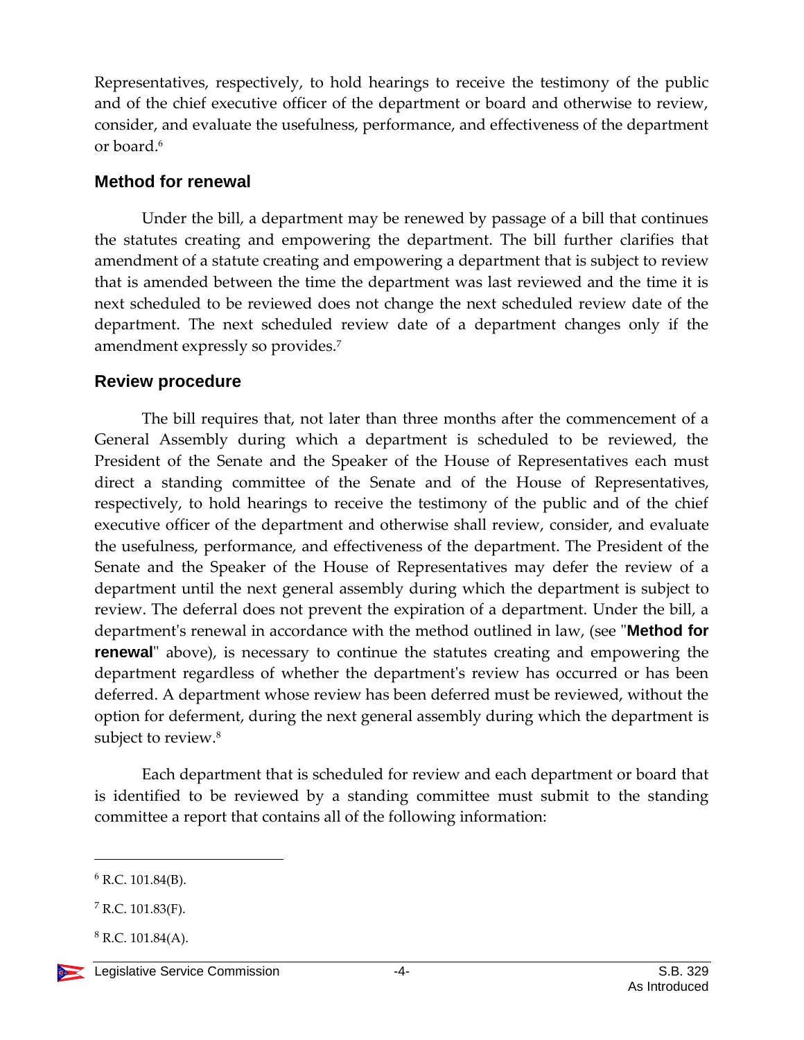Representatives, respectively, to hold hearings to receive the testimony of the public and of the chief executive officer of the department or board and otherwise to review, consider, and evaluate the usefulness, performance, and effectiveness of the department or board.[6]

## Method for renewal

Under the bill, a department may be renewed by passage of a bill that continues the statutes creating and empowering the department. The bill further clarifies that amendment of a statute creating and empowering a department that is subject to review that is amended between the time the department was last reviewed and the time it is next scheduled to be reviewed does not change the next scheduled review date of the department. The next scheduled review date of a department changes only if the amendment expressly so provides.[7]

## Review procedure

The bill requires that, not later than three months after the commencement of a General Assembly during which a department is scheduled to be reviewed, the President of the Senate and the Speaker of the House of Representatives each must direct a standing committee of the Senate and of the House of Representatives, respectively, to hold hearings to receive the testimony of the public and of the chief executive officer of the department and otherwise shall review, consider, and evaluate the usefulness, performance, and effectiveness of the department. The President of the Senate and the Speaker of the House of Representatives may defer the review of a department until the next general assembly during which the department is subject to review. The deferral does not prevent the expiration of a department. Under the bill, a department's renewal in accordance with the method outlined in law, (see "**Method for renewal**" above), is necessary to continue the statutes creating and empowering the department regardless of whether the department's review has occurred or has been deferred. A department whose review has been deferred must be reviewed, without the option for deferment, during the next general assembly during which the department is subject to review.[8]

Each department that is scheduled for review and each department or board that is identified to be reviewed by a standing committee must submit to the standing committee a report that contains all of the following information:

---

[6] R.C. 101.84(B).

[7] R.C. 101.83(F).

[8] R.C. 101.84(A).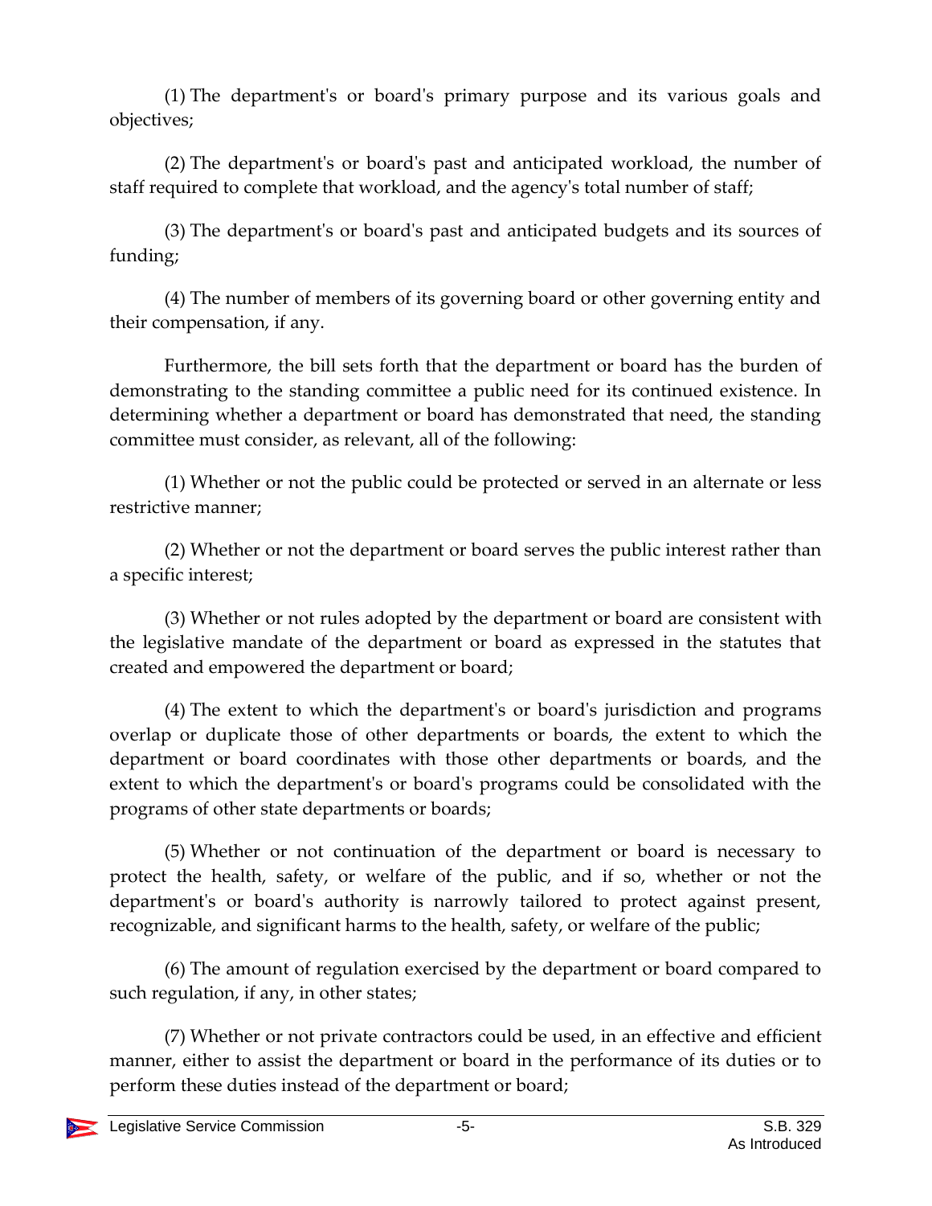(1) The department's or board's primary purpose and its various goals and objectives;

(2) The department's or board's past and anticipated workload, the number of staff required to complete that workload, and the agency's total number of staff;

(3) The department's or board's past and anticipated budgets and its sources of funding;

(4) The number of members of its governing board or other governing entity and their compensation, if any.

Furthermore, the bill sets forth that the department or board has the burden of demonstrating to the standing committee a public need for its continued existence. In determining whether a department or board has demonstrated that need, the standing committee must consider, as relevant, all of the following:

(1) Whether or not the public could be protected or served in an alternate or less restrictive manner;

(2) Whether or not the department or board serves the public interest rather than a specific interest;

(3) Whether or not rules adopted by the department or board are consistent with the legislative mandate of the department or board as expressed in the statutes that created and empowered the department or board;

(4) The extent to which the department's or board's jurisdiction and programs overlap or duplicate those of other departments or boards, the extent to which the department or board coordinates with those other departments or boards, and the extent to which the department's or board's programs could be consolidated with the programs of other state departments or boards;

(5) Whether or not continuation of the department or board is necessary to protect the health, safety, or welfare of the public, and if so, whether or not the department's or board's authority is narrowly tailored to protect against present, recognizable, and significant harms to the health, safety, or welfare of the public;

(6) The amount of regulation exercised by the department or board compared to such regulation, if any, in other states;

(7) Whether or not private contractors could be used, in an effective and efficient manner, either to assist the department or board in the performance of its duties or to perform these duties instead of the department or board;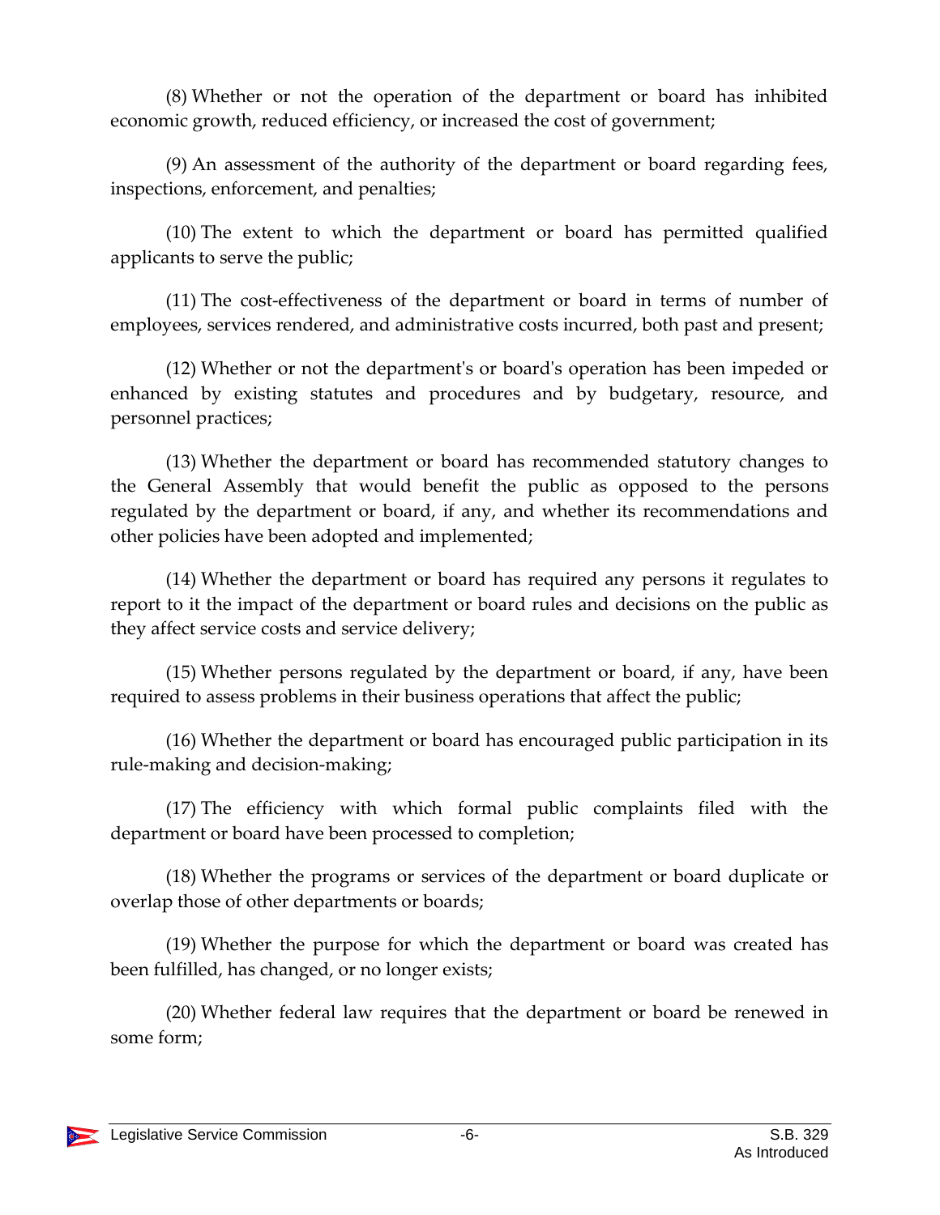(8) Whether or not the operation of the department or board has inhibited economic growth, reduced efficiency, or increased the cost of government;

(9) An assessment of the authority of the department or board regarding fees, inspections, enforcement, and penalties;

(10) The extent to which the department or board has permitted qualified applicants to serve the public;

(11) The cost-effectiveness of the department or board in terms of number of employees, services rendered, and administrative costs incurred, both past and present;

(12) Whether or not the department's or board's operation has been impeded or enhanced by existing statutes and procedures and by budgetary, resource, and personnel practices;

(13) Whether the department or board has recommended statutory changes to the General Assembly that would benefit the public as opposed to the persons regulated by the department or board, if any, and whether its recommendations and other policies have been adopted and implemented;

(14) Whether the department or board has required any persons it regulates to report to it the impact of the department or board rules and decisions on the public as they affect service costs and service delivery;

(15) Whether persons regulated by the department or board, if any, have been required to assess problems in their business operations that affect the public;

(16) Whether the department or board has encouraged public participation in its rule-making and decision-making;

(17) The efficiency with which formal public complaints filed with the department or board have been processed to completion;

(18) Whether the programs or services of the department or board duplicate or overlap those of other departments or boards;

(19) Whether the purpose for which the department or board was created has been fulfilled, has changed, or no longer exists;

(20) Whether federal law requires that the department or board be renewed in some form;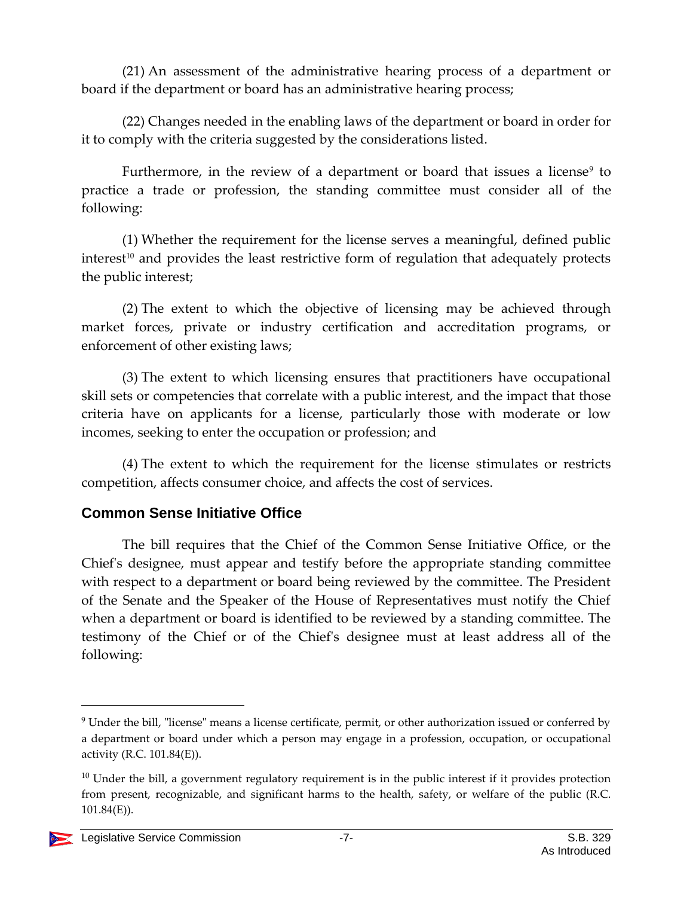(21) An assessment of the administrative hearing process of a department or board if the department or board has an administrative hearing process;

(22) Changes needed in the enabling laws of the department or board in order for it to comply with the criteria suggested by the considerations listed.

Furthermore, in the review of a department or board that issues a license[9] to practice a trade or profession, the standing committee must consider all of the following:

(1) Whether the requirement for the license serves a meaningful, defined public interest[10] and provides the least restrictive form of regulation that adequately protects the public interest;

(2) The extent to which the objective of licensing may be achieved through market forces, private or industry certification and accreditation programs, or enforcement of other existing laws;

(3) The extent to which licensing ensures that practitioners have occupational skill sets or competencies that correlate with a public interest, and the impact that those criteria have on applicants for a license, particularly those with moderate or low incomes, seeking to enter the occupation or profession; and

(4) The extent to which the requirement for the license stimulates or restricts competition, affects consumer choice, and affects the cost of services.

## Common Sense Initiative Office

The bill requires that the Chief of the Common Sense Initiative Office, or the Chief's designee, must appear and testify before the appropriate standing committee with respect to a department or board being reviewed by the committee. The President of the Senate and the Speaker of the House of Representatives must notify the Chief when a department or board is identified to be reviewed by a standing committee. The testimony of the Chief or of the Chief's designee must at least address all of the following:

---

[9] Under the bill, "license" means a license certificate, permit, or other authorization issued or conferred by a department or board under which a person may engage in a profession, occupation, or occupational activity (R.C. 101.84(E)).

[10] Under the bill, a government regulatory requirement is in the public interest if it provides protection from present, recognizable, and significant harms to the health, safety, or welfare of the public (R.C. 101.84(E)).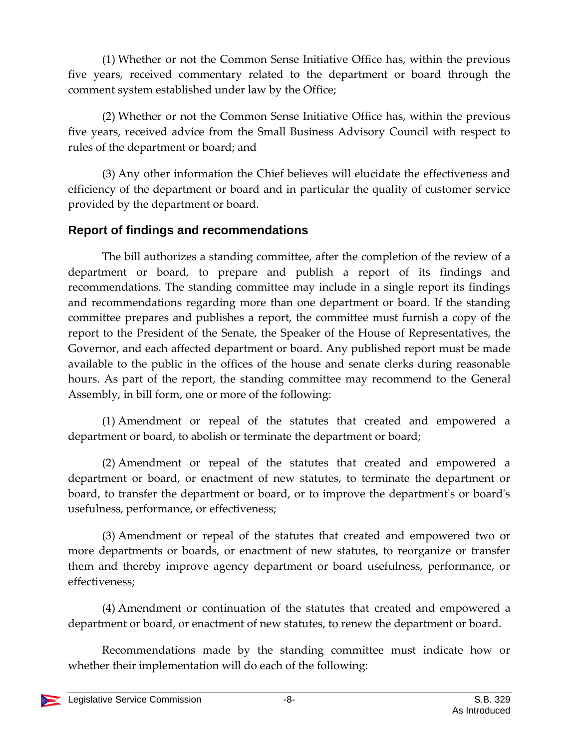(1) Whether or not the Common Sense Initiative Office has, within the previous five years, received commentary related to the department or board through the comment system established under law by the Office;

(2) Whether or not the Common Sense Initiative Office has, within the previous five years, received advice from the Small Business Advisory Council with respect to rules of the department or board; and

(3) Any other information the Chief believes will elucidate the effectiveness and efficiency of the department or board and in particular the quality of customer service provided by the department or board.

## Report of findings and recommendations

The bill authorizes a standing committee, after the completion of the review of a department or board, to prepare and publish a report of its findings and recommendations. The standing committee may include in a single report its findings and recommendations regarding more than one department or board. If the standing committee prepares and publishes a report, the committee must furnish a copy of the report to the President of the Senate, the Speaker of the House of Representatives, the Governor, and each affected department or board. Any published report must be made available to the public in the offices of the house and senate clerks during reasonable hours. As part of the report, the standing committee may recommend to the General Assembly, in bill form, one or more of the following:

(1) Amendment or repeal of the statutes that created and empowered a department or board, to abolish or terminate the department or board;

(2) Amendment or repeal of the statutes that created and empowered a department or board, or enactment of new statutes, to terminate the department or board, to transfer the department or board, or to improve the department's or board's usefulness, performance, or effectiveness;

(3) Amendment or repeal of the statutes that created and empowered two or more departments or boards, or enactment of new statutes, to reorganize or transfer them and thereby improve agency department or board usefulness, performance, or effectiveness;

(4) Amendment or continuation of the statutes that created and empowered a department or board, or enactment of new statutes, to renew the department or board.

Recommendations made by the standing committee must indicate how or whether their implementation will do each of the following: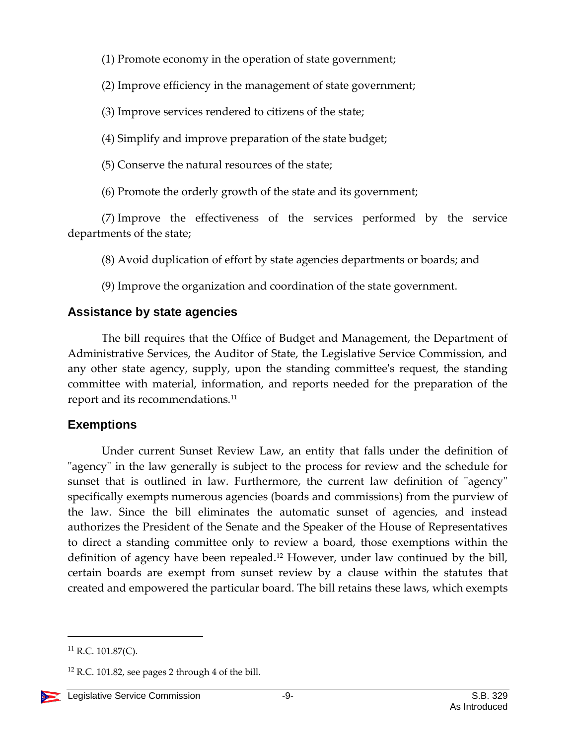(1) Promote economy in the operation of state government;

(2) Improve efficiency in the management of state government;

(3) Improve services rendered to citizens of the state;

(4) Simplify and improve preparation of the state budget;

(5) Conserve the natural resources of the state;

(6) Promote the orderly growth of the state and its government;

(7) Improve the effectiveness of the services performed by the service departments of the state;

(8) Avoid duplication of effort by state agencies departments or boards; and

(9) Improve the organization and coordination of the state government.

## Assistance by state agencies

The bill requires that the Office of Budget and Management, the Department of Administrative Services, the Auditor of State, the Legislative Service Commission, and any other state agency, supply, upon the standing committee's request, the standing committee with material, information, and reports needed for the preparation of the report and its recommendations.[11]

## Exemptions

Under current Sunset Review Law, an entity that falls under the definition of "agency" in the law generally is subject to the process for review and the schedule for sunset that is outlined in law. Furthermore, the current law definition of "agency" specifically exempts numerous agencies (boards and commissions) from the purview of the law. Since the bill eliminates the automatic sunset of agencies, and instead authorizes the President of the Senate and the Speaker of the House of Representatives to direct a standing committee only to review a board, those exemptions within the definition of agency have been repealed.[12] However, under law continued by the bill, certain boards are exempt from sunset review by a clause within the statutes that created and empowered the particular board. The bill retains these laws, which exempts

---

[11] R.C. 101.87(C).

[12] R.C. 101.82, see pages 2 through 4 of the bill.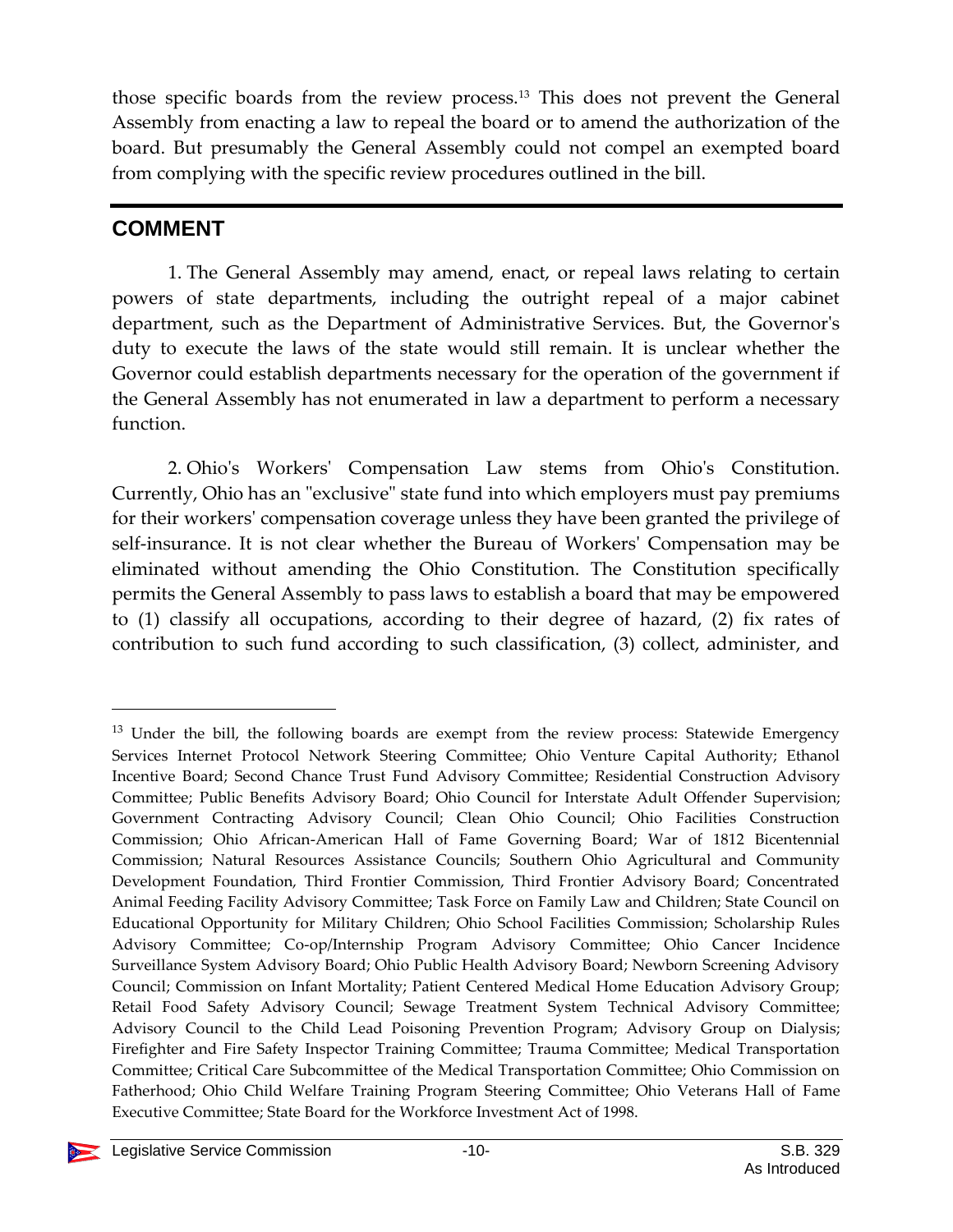those specific boards from the review process.[13] This does not prevent the General Assembly from enacting a law to repeal the board or to amend the authorization of the board. But presumably the General Assembly could not compel an exempted board from complying with the specific review procedures outlined in the bill.

## COMMENT

1. The General Assembly may amend, enact, or repeal laws relating to certain powers of state departments, including the outright repeal of a major cabinet department, such as the Department of Administrative Services. But, the Governor's duty to execute the laws of the state would still remain. It is unclear whether the Governor could establish departments necessary for the operation of the government if the General Assembly has not enumerated in law a department to perform a necessary function.

2. Ohio's Workers' Compensation Law stems from Ohio's Constitution. Currently, Ohio has an "exclusive" state fund into which employers must pay premiums for their workers' compensation coverage unless they have been granted the privilege of self-insurance. It is not clear whether the Bureau of Workers' Compensation may be eliminated without amending the Ohio Constitution. The Constitution specifically permits the General Assembly to pass laws to establish a board that may be empowered to (1) classify all occupations, according to their degree of hazard, (2) fix rates of contribution to such fund according to such classification, (3) collect, administer, and

---

[13] Under the bill, the following boards are exempt from the review process: Statewide Emergency Services Internet Protocol Network Steering Committee; Ohio Venture Capital Authority; Ethanol Incentive Board; Second Chance Trust Fund Advisory Committee; Residential Construction Advisory Committee; Public Benefits Advisory Board; Ohio Council for Interstate Adult Offender Supervision; Government Contracting Advisory Council; Clean Ohio Council; Ohio Facilities Construction Commission; Ohio African-American Hall of Fame Governing Board; War of 1812 Bicentennial Commission; Natural Resources Assistance Councils; Southern Ohio Agricultural and Community Development Foundation, Third Frontier Commission, Third Frontier Advisory Board; Concentrated Animal Feeding Facility Advisory Committee; Task Force on Family Law and Children; State Council on Educational Opportunity for Military Children; Ohio School Facilities Commission; Scholarship Rules Advisory Committee; Co-op/Internship Program Advisory Committee; Ohio Cancer Incidence Surveillance System Advisory Board; Ohio Public Health Advisory Board; Newborn Screening Advisory Council; Commission on Infant Mortality; Patient Centered Medical Home Education Advisory Group; Retail Food Safety Advisory Council; Sewage Treatment System Technical Advisory Committee; Advisory Council to the Child Lead Poisoning Prevention Program; Advisory Group on Dialysis; Firefighter and Fire Safety Inspector Training Committee; Trauma Committee; Medical Transportation Committee; Critical Care Subcommittee of the Medical Transportation Committee; Ohio Commission on Fatherhood; Ohio Child Welfare Training Program Steering Committee; Ohio Veterans Hall of Fame Executive Committee; State Board for the Workforce Investment Act of 1998.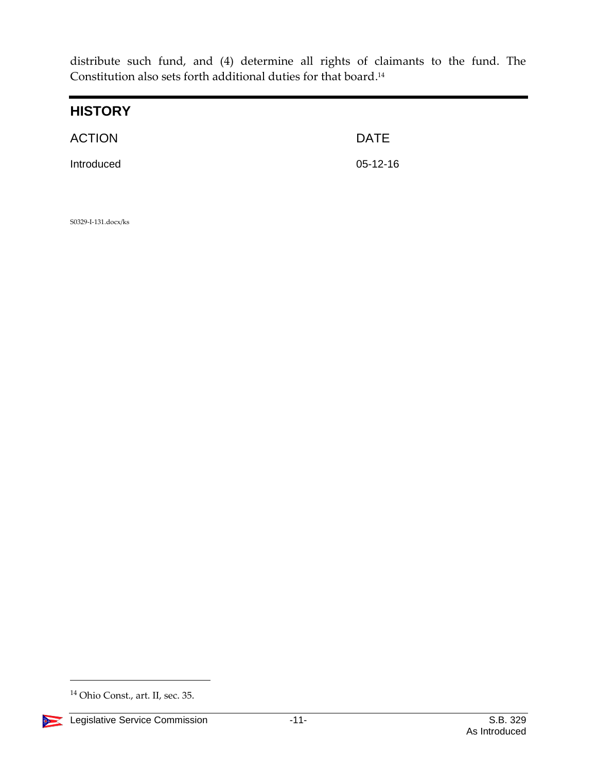distribute such fund, and (4) determine all rights of claimants to the fund. The Constitution also sets forth additional duties for that board.[14]

## HISTORY

| ACTION | DATE |
| --- | --- |
| Introduced | 05-12-16 |

S0329-I-131.docx/ks

[14] Ohio Const., art. II, sec. 35.